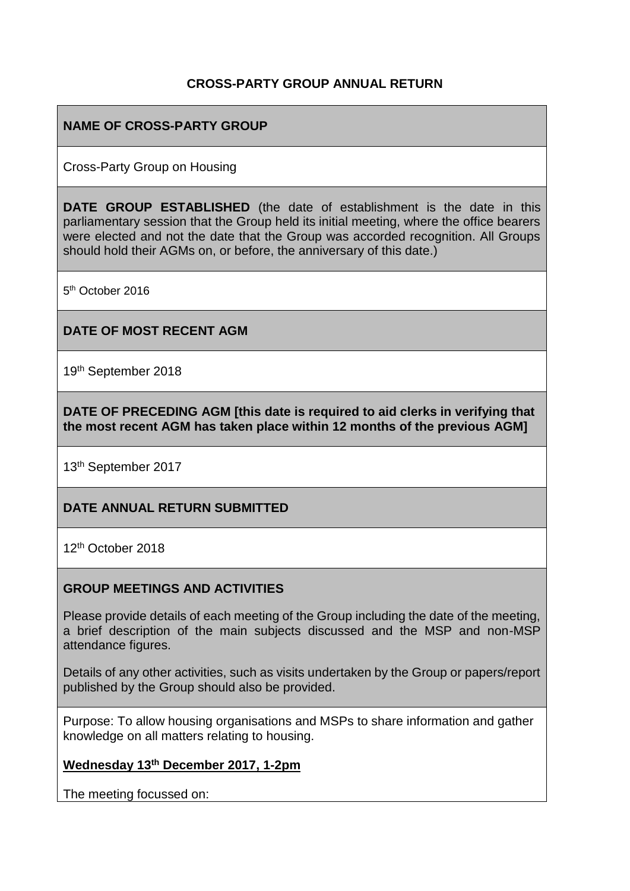# CROSS-PARTY GROUP ANNUAL RETURN

## NAME OF CROSS-PARTY GROUP

Cross-Party Group on Housing

**DATE GROUP ESTABLISHED** (the date of establishment is the date in this parliamentary session that the Group held its initial meeting, where the office bearers were elected and not the date that the Group was accorded recognition. All Groups should hold their AGMs on, or before, the anniversary of this date.)

5th October 2016

## DATE OF MOST RECENT AGM

19th September 2018

**DATE OF PRECEDING AGM [this date is required to aid clerks in verifying that the most recent AGM has taken place within 12 months of the previous AGM]**

13th September 2017

## DATE ANNUAL RETURN SUBMITTED

12th October 2018

## GROUP MEETINGS AND ACTIVITIES

Please provide details of each meeting of the Group including the date of the meeting, a brief description of the main subjects discussed and the MSP and non-MSP attendance figures.

Details of any other activities, such as visits undertaken by the Group or papers/report published by the Group should also be provided.

Purpose: To allow housing organisations and MSPs to share information and gather knowledge on all matters relating to housing.

**Wednesday 13th December 2017, 1-2pm**

The meeting focussed on: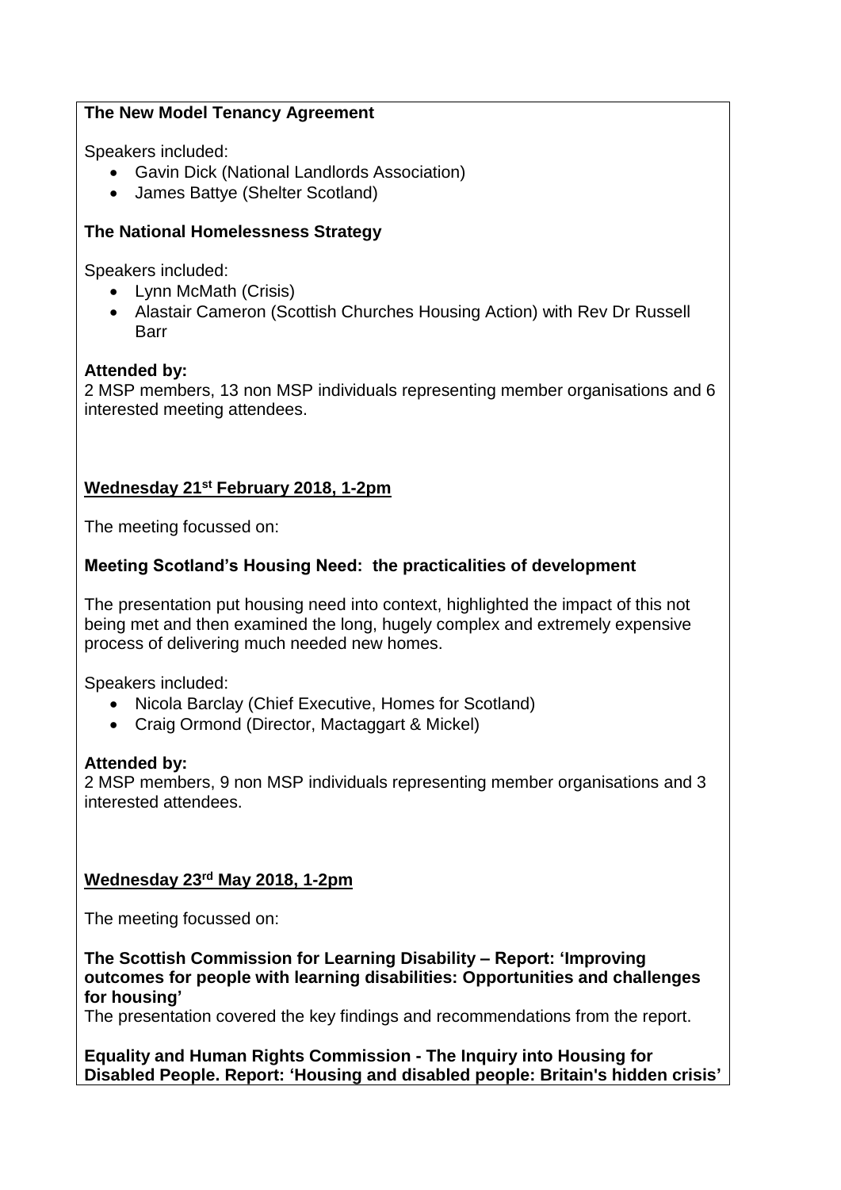**The New Model Tenancy Agreement**

Speakers included:

- Gavin Dick (National Landlords Association)
- James Battye (Shelter Scotland)

**The National Homelessness Strategy**

Speakers included:

- Lynn McMath (Crisis)
- Alastair Cameron (Scottish Churches Housing Action) with Rev Dr Russell Barr

**Attended by:**
2 MSP members, 13 non MSP individuals representing member organisations and 6 interested meeting attendees.

**Wednesday 21st February 2018, 1-2pm**

The meeting focussed on:

**Meeting Scotland's Housing Need: the practicalities of development**

The presentation put housing need into context, highlighted the impact of this not being met and then examined the long, hugely complex and extremely expensive process of delivering much needed new homes.

Speakers included:

- Nicola Barclay (Chief Executive, Homes for Scotland)
- Craig Ormond (Director, Mactaggart & Mickel)

**Attended by:**
2 MSP members, 9 non MSP individuals representing member organisations and 3 interested attendees.

**Wednesday 23rd May 2018, 1-2pm**

The meeting focussed on:

**The Scottish Commission for Learning Disability – Report: 'Improving outcomes for people with learning disabilities: Opportunities and challenges for housing'**
The presentation covered the key findings and recommendations from the report.

**Equality and Human Rights Commission - The Inquiry into Housing for Disabled People. Report: 'Housing and disabled people: Britain's hidden crisis'**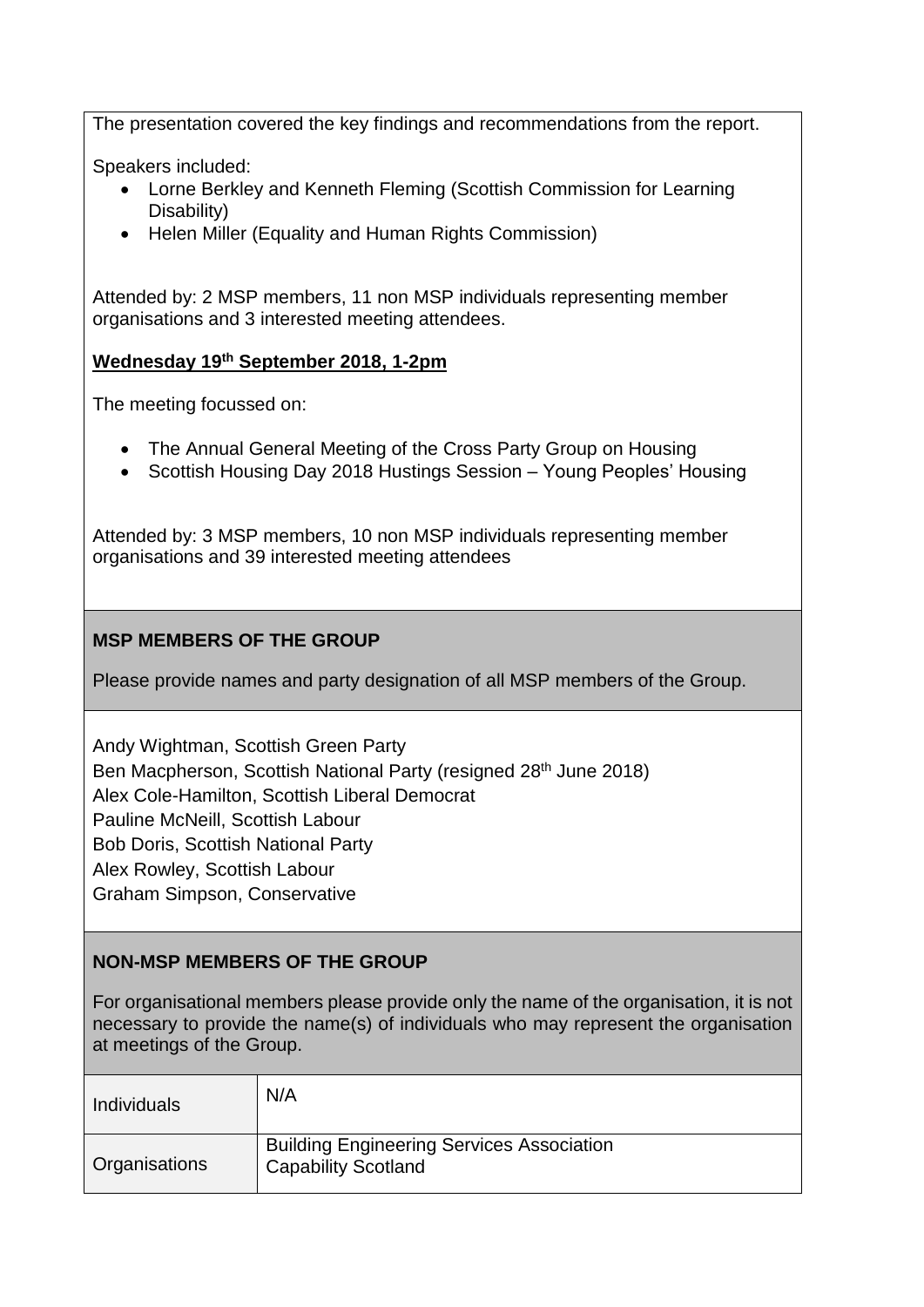The presentation covered the key findings and recommendations from the report.

Speakers included:

- Lorne Berkley and Kenneth Fleming (Scottish Commission for Learning Disability)
- Helen Miller (Equality and Human Rights Commission)

Attended by: 2 MSP members, 11 non MSP individuals representing member organisations and 3 interested meeting attendees.

**Wednesday 19th September 2018, 1-2pm**

The meeting focussed on:

- The Annual General Meeting of the Cross Party Group on Housing
- Scottish Housing Day 2018 Hustings Session – Young Peoples' Housing

Attended by: 3 MSP members, 10 non MSP individuals representing member organisations and 39 interested meeting attendees

## MSP MEMBERS OF THE GROUP

Please provide names and party designation of all MSP members of the Group.

Andy Wightman, Scottish Green Party
Ben Macpherson, Scottish National Party (resigned 28th June 2018)
Alex Cole-Hamilton, Scottish Liberal Democrat
Pauline McNeill, Scottish Labour
Bob Doris, Scottish National Party
Alex Rowley, Scottish Labour
Graham Simpson, Conservative

## NON-MSP MEMBERS OF THE GROUP

For organisational members please provide only the name of the organisation, it is not necessary to provide the name(s) of individuals who may represent the organisation at meetings of the Group.

| | |
|---|---|
| Individuals | N/A |
| Organisations | Building Engineering Services Association<br>Capability Scotland |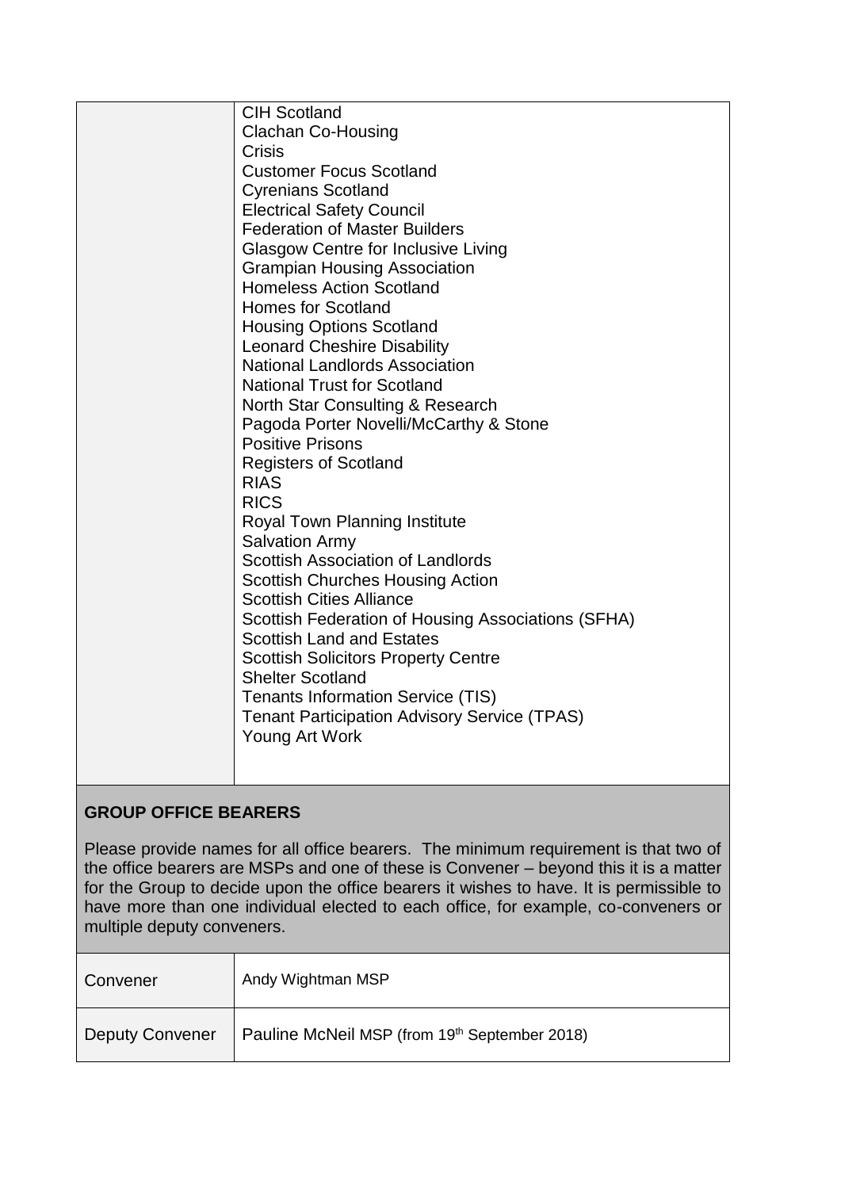| | |
|---|---|
| | CIH Scotland<br>Clachan Co-Housing<br>Crisis<br>Customer Focus Scotland<br>Cyrenians Scotland<br>Electrical Safety Council<br>Federation of Master Builders<br>Glasgow Centre for Inclusive Living<br>Grampian Housing Association<br>Homeless Action Scotland<br>Homes for Scotland<br>Housing Options Scotland<br>Leonard Cheshire Disability<br>National Landlords Association<br>National Trust for Scotland<br>North Star Consulting & Research<br>Pagoda Porter Novelli/McCarthy & Stone<br>Positive Prisons<br>Registers of Scotland<br>RIAS<br>RICS<br>Royal Town Planning Institute<br>Salvation Army<br>Scottish Association of Landlords<br>Scottish Churches Housing Action<br>Scottish Cities Alliance<br>Scottish Federation of Housing Associations (SFHA)<br>Scottish Land and Estates<br>Scottish Solicitors Property Centre<br>Shelter Scotland<br>Tenants Information Service (TIS)<br>Tenant Participation Advisory Service (TPAS)<br>Young Art Work |

## GROUP OFFICE BEARERS

Please provide names for all office bearers. The minimum requirement is that two of the office bearers are MSPs and one of these is Convener – beyond this it is a matter for the Group to decide upon the office bearers it wishes to have. It is permissible to have more than one individual elected to each office, for example, co-conveners or multiple deputy conveners.

| | |
|---|---|
| Convener | Andy Wightman MSP |
| Deputy Convener | Pauline McNeil MSP (from 19th September 2018) |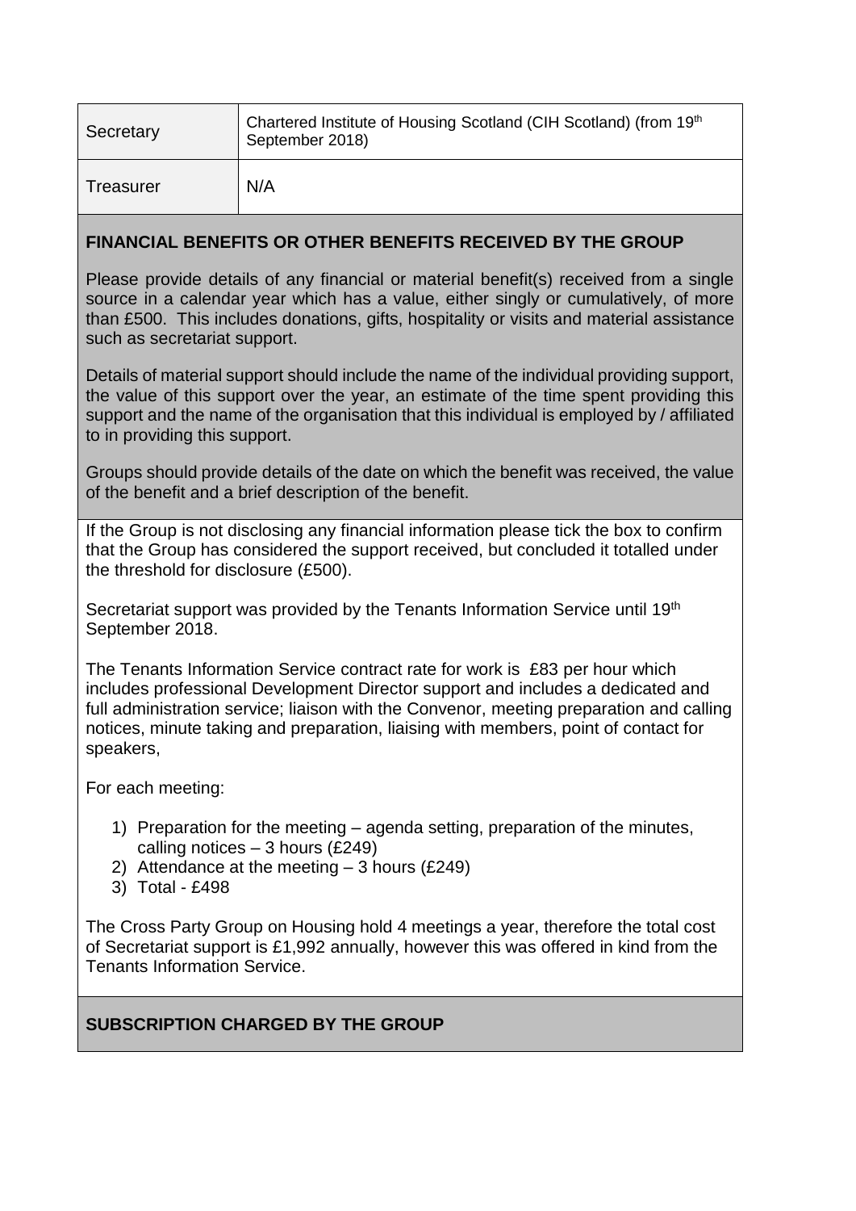| Secretary | Chartered Institute of Housing Scotland (CIH Scotland) (from 19th September 2018) |
| --- | --- |
| Treasurer | N/A |

**FINANCIAL BENEFITS OR OTHER BENEFITS RECEIVED BY THE GROUP**

Please provide details of any financial or material benefit(s) received from a single source in a calendar year which has a value, either singly or cumulatively, of more than £500. This includes donations, gifts, hospitality or visits and material assistance such as secretariat support.

Details of material support should include the name of the individual providing support, the value of this support over the year, an estimate of the time spent providing this support and the name of the organisation that this individual is employed by / affiliated to in providing this support.

Groups should provide details of the date on which the benefit was received, the value of the benefit and a brief description of the benefit.

If the Group is not disclosing any financial information please tick the box to confirm that the Group has considered the support received, but concluded it totalled under the threshold for disclosure (£500).

Secretariat support was provided by the Tenants Information Service until 19th September 2018.

The Tenants Information Service contract rate for work is £83 per hour which includes professional Development Director support and includes a dedicated and full administration service; liaison with the Convenor, meeting preparation and calling notices, minute taking and preparation, liaising with members, point of contact for speakers,

For each meeting:

1) Preparation for the meeting – agenda setting, preparation of the minutes, calling notices – 3 hours (£249)
2) Attendance at the meeting – 3 hours (£249)
3) Total - £498

The Cross Party Group on Housing hold 4 meetings a year, therefore the total cost of Secretariat support is £1,992 annually, however this was offered in kind from the Tenants Information Service.

**SUBSCRIPTION CHARGED BY THE GROUP**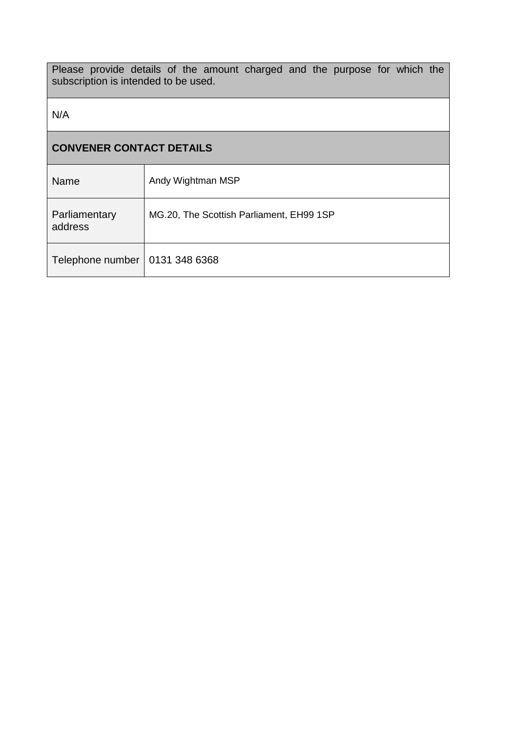| Please provide details of the amount charged and the purpose for which the subscription is intended to be used. | |
| --- | --- |
| N/A | |
| **CONVENER CONTACT DETAILS** | |
| Name | Andy Wightman MSP |
| Parliamentary address | MG.20, The Scottish Parliament, EH99 1SP |
| Telephone number | 0131 348 6368 |